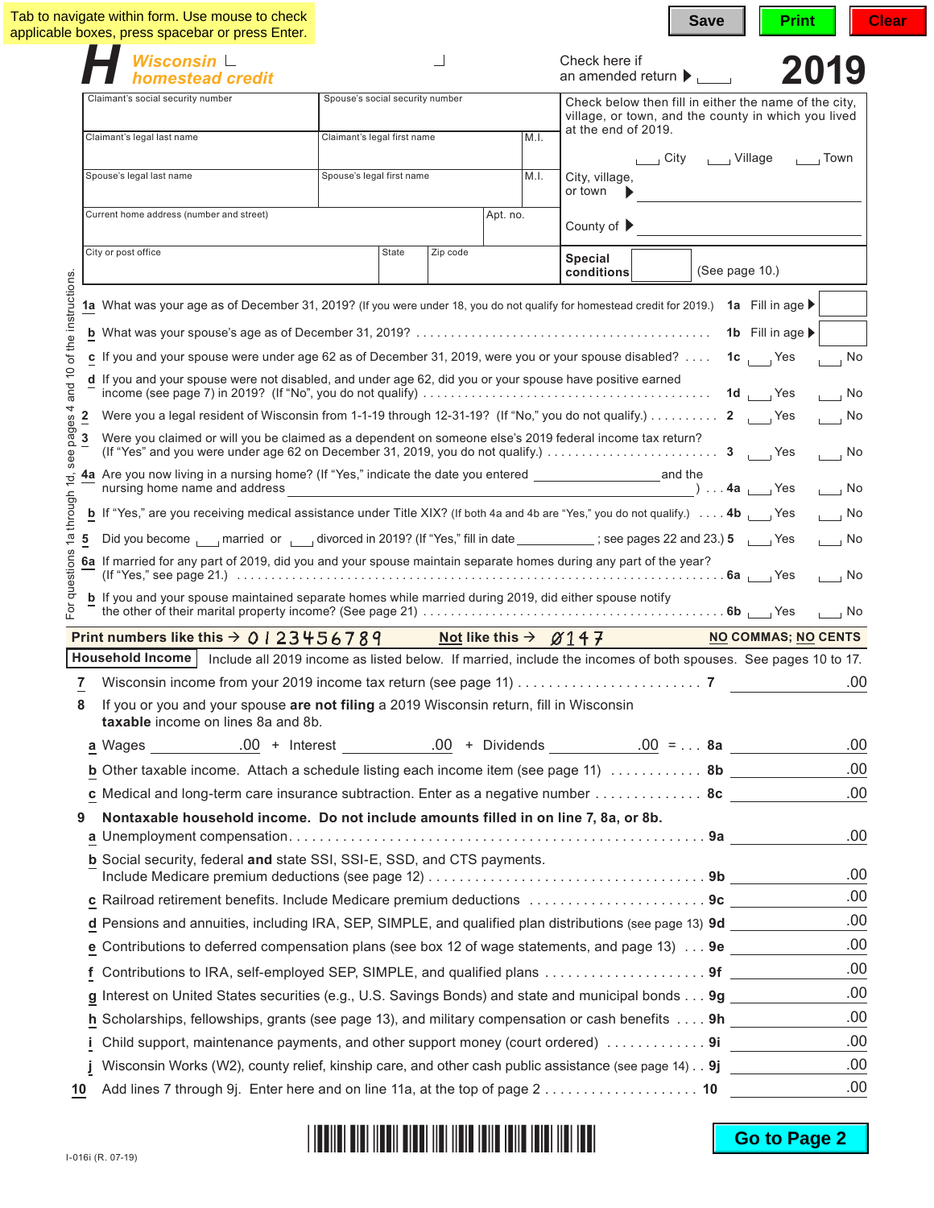Tab to navigate within form. Use mouse to check applicable boxes, press spacebar or press Enter.

Save | Print | Clear

# H Wisconsin homestead credit 2019

Check here if an amended return ▶

| Claimant's social security number | Spouse's social security number | |
|---|---|---|
| Claimant's legal last name | Claimant's legal first name | M.I. |
| Spouse's legal last name | Spouse's legal first name | M.I. |
| Current home address (number and street) | Apt. no. | |
| City or post office | State | Zip code |

Check below then fill in either the name of the city, village, or town, and the county in which you lived at the end of 2019.

City   Village   Town

City, village, or town ▶

County of ▶

Special conditions (See page 10.)

*For questions 1a through 1d, see pages 4 and 10 of the instructions.*

**1a** What was your age as of December 31, 2019? (If you were under 18, you do not qualify for homestead credit for 2019.) **1a** Fill in age ▶

**b** What was your spouse's age as of December 31, 2019? . . . **1b** Fill in age ▶

**c** If you and your spouse were under age 62 as of December 31, 2019, were you or your spouse disabled? . . . . **1c** Yes No

**d** If you and your spouse were not disabled, and under age 62, did you or your spouse have positive earned income (see page 7) in 2019? (If "No", you do not qualify) . . . **1d** Yes No

**2** Were you a legal resident of Wisconsin from 1-1-19 through 12-31-19? (If "No," you do not qualify.) . . . **2** Yes No

**3** Were you claimed or will you be claimed as a dependent on someone else's 2019 federal income tax return? (If "Yes" and you were under age 62 on December 31, 2019, you do not qualify.) . . . **3** Yes No

**4a** Are you now living in a nursing home? (If "Yes," indicate the date you entered ______ and the nursing home name and address ______ ) . . . **4a** Yes No

**b** If "Yes," are you receiving medical assistance under Title XIX? (If both 4a and 4b are "Yes," you do not qualify.) . . . . **4b** Yes No

**5** Did you become ___ married or ___ divorced in 2019? (If "Yes," fill in date ______ ; see pages 22 and 23.) **5** Yes No

**6a** If married for any part of 2019, did you and your spouse maintain separate homes during any part of the year? (If "Yes," see page 21.) . . . **6a** Yes No

**b** If you and your spouse maintained separate homes while married during 2019, did either spouse notify the other of their marital property income? (See page 21) . . . **6b** Yes No

**Print numbers like this → 0123456789** **Not like this → Ø147** **NO COMMAS; NO CENTS**

**Household Income** Include all 2019 income as listed below. If married, include the incomes of both spouses. See pages 10 to 17.

**7** Wisconsin income from your 2019 income tax return (see page 11) . . . **7** .00

**8** If you or you and your spouse **are not filing** a 2019 Wisconsin return, fill in Wisconsin **taxable** income on lines 8a and 8b.

**a** Wages .00 + Interest .00 + Dividends .00 = . . . **8a** .00

**b** Other taxable income. Attach a schedule listing each income item (see page 11) . . . **8b** .00

**c** Medical and long-term care insurance subtraction. Enter as a negative number . . . **8c** .00

**9** **Nontaxable household income. Do not include amounts filled in on line 7, 8a, or 8b.**

**a** Unemployment compensation. . . . **9a** .00

**b** Social security, federal **and** state SSI, SSI-E, SSD, and CTS payments. Include Medicare premium deductions (see page 12) . . . **9b** .00

**c** Railroad retirement benefits. Include Medicare premium deductions . . . **9c** .00

**d** Pensions and annuities, including IRA, SEP, SIMPLE, and qualified plan distributions (see page 13) **9d** .00

**e** Contributions to deferred compensation plans (see box 12 of wage statements, and page 13) . . . **9e** .00

**f** Contributions to IRA, self-employed SEP, SIMPLE, and qualified plans . . . **9f** .00

**g** Interest on United States securities (e.g., U.S. Savings Bonds) and state and municipal bonds . . . **9g** .00

**h** Scholarships, fellowships, grants (see page 13), and military compensation or cash benefits . . . . **9h** .00

**i** Child support, maintenance payments, and other support money (court ordered) . . . **9i** .00

**j** Wisconsin Works (W2), county relief, kinship care, and other cash public assistance (see page 14) . . **9j** .00

**10** Add lines 7 through 9j. Enter here and on line 11a, at the top of page 2 . . . **10** .00

Go to Page 2

I-016i (R. 07-19)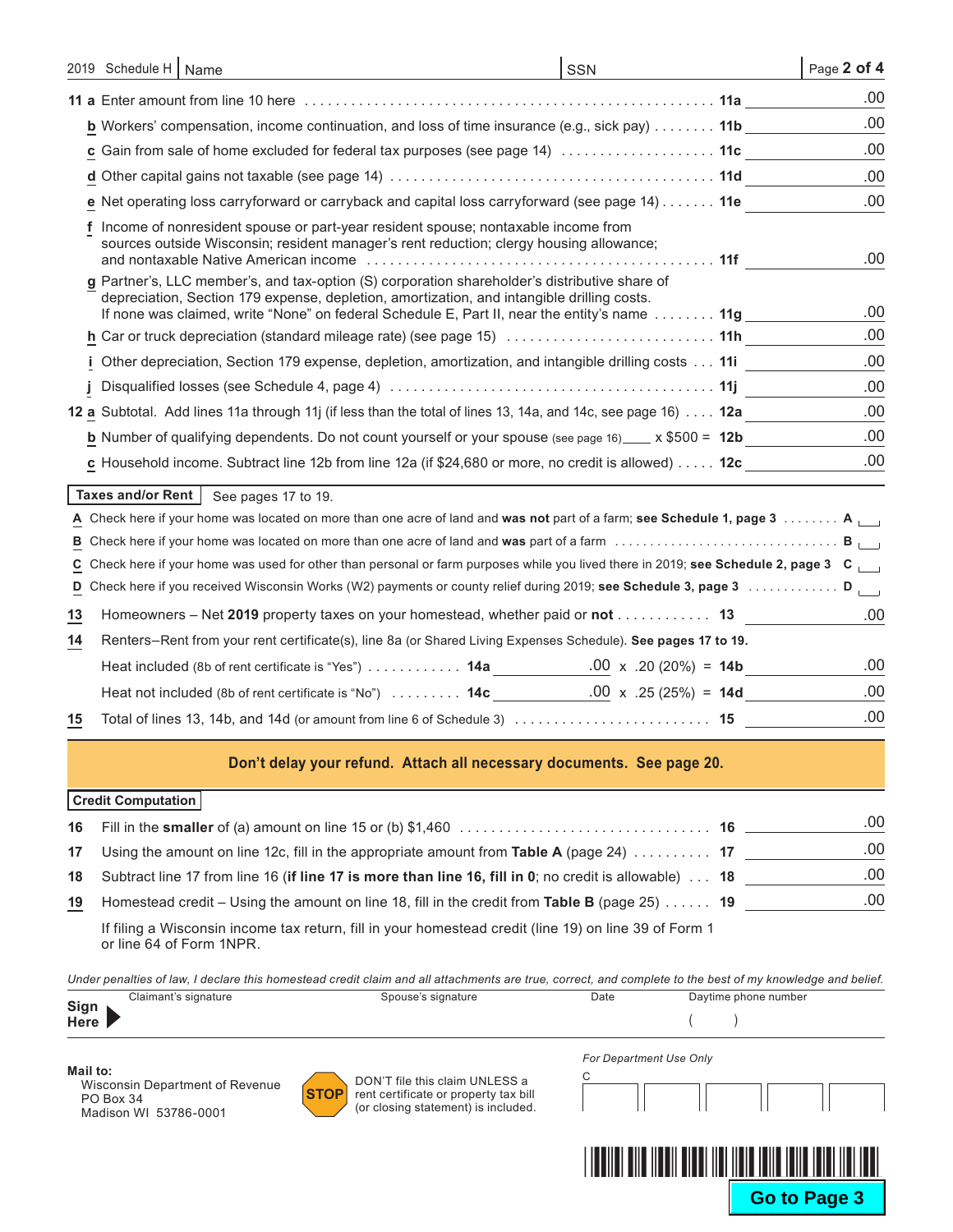2019 Schedule H | Name | SSN

| | | |
|---|---|---|
| **11 a** Enter amount from line 10 here | **11a** | .00 |
| **b** Workers' compensation, income continuation, and loss of time insurance (e.g., sick pay) | **11b** | .00 |
| **c** Gain from sale of home excluded for federal tax purposes (see page 14) | **11c** | .00 |
| **d** Other capital gains not taxable (see page 14) | **11d** | .00 |
| **e** Net operating loss carryforward or carryback and capital loss carryforward (see page 14) | **11e** | .00 |
| **f** Income of nonresident spouse or part-year resident spouse; nontaxable income from sources outside Wisconsin; resident manager's rent reduction; clergy housing allowance; and nontaxable Native American income | **11f** | .00 |
| **g** Partner's, LLC member's, and tax-option (S) corporation shareholder's distributive share of depreciation, Section 179 expense, depletion, amortization, and intangible drilling costs. If none was claimed, write "None" on federal Schedule E, Part II, near the entity's name | **11g** | .00 |
| **h** Car or truck depreciation (standard mileage rate) (see page 15) | **11h** | .00 |
| **i** Other depreciation, Section 179 expense, depletion, amortization, and intangible drilling costs | **11i** | .00 |
| **j** Disqualified losses (see Schedule 4, page 4) | **11j** | .00 |
| **12 a** Subtotal. Add lines 11a through 11j (if less than the total of lines 13, 14a, and 14c, see page 16) | **12a** | .00 |
| **b** Number of qualifying dependents. Do not count yourself or your spouse (see page 16) ____ x $500 = | **12b** | .00 |
| **c** Household income. Subtract line 12b from line 12a (if $24,680 or more, no credit is allowed) | **12c** | .00 |

## Taxes and/or Rent

See pages 17 to 19.

- **A** Check here if your home was located on more than one acre of land and **was not** part of a farm; **see Schedule 1, page 3** ........ **A** ☐
- **B** Check here if your home was located on more than one acre of land and **was** part of a farm ........ **B** ☐
- **C** Check here if your home was used for other than personal or farm purposes while you lived there in 2019; **see Schedule 2, page 3** **C** ☐
- **D** Check here if you received Wisconsin Works (W2) payments or county relief during 2019; **see Schedule 3, page 3** ........ **D** ☐

| | | | | |
|---|---|---|---|---|
| **13** Homeowners – Net **2019** property taxes on your homestead, whether paid or **not** | | | **13** | .00 |
| **14** Renters–Rent from your rent certificate(s), line 8a (or Shared Living Expenses Schedule). **See pages 17 to 19.** | | | | |
| Heat included (8b of rent certificate is "Yes") | **14a** | .00 x .20 (20%) = | **14b** | .00 |
| Heat not included (8b of rent certificate is "No") | **14c** | .00 x .25 (25%) = | **14d** | .00 |
| **15** Total of lines 13, 14b, and 14d (or amount from line 6 of Schedule 3) | | | **15** | .00 |

**Don't delay your refund. Attach all necessary documents. See page 20.**

## Credit Computation

| | | |
|---|---|---|
| **16** Fill in the **smaller** of (a) amount on line 15 or (b) $1,460 | **16** | .00 |
| **17** Using the amount on line 12c, fill in the appropriate amount from **Table A** (page 24) | **17** | .00 |
| **18** Subtract line 17 from line 16 (**if line 17 is more than line 16, fill in 0**; no credit is allowable) | **18** | .00 |
| **19** Homestead credit – Using the amount on line 18, fill in the credit from **Table B** (page 25) | **19** | .00 |

If filing a Wisconsin income tax return, fill in your homestead credit (line 19) on line 39 of Form 1 or line 64 of Form 1NPR.

*Under penalties of law, I declare this homestead credit claim and all attachments are true, correct, and complete to the best of my knowledge and belief.*

**Sign Here** ▶ Claimant's signature | Spouse's signature | Date | Daytime phone number ( )

**Mail to:**
Wisconsin Department of Revenue
PO Box 34
Madison WI 53786-0001

**STOP** DON'T file this claim UNLESS a rent certificate or property tax bill (or closing statement) is included.

*For Department Use Only*
C

**Go to Page 3**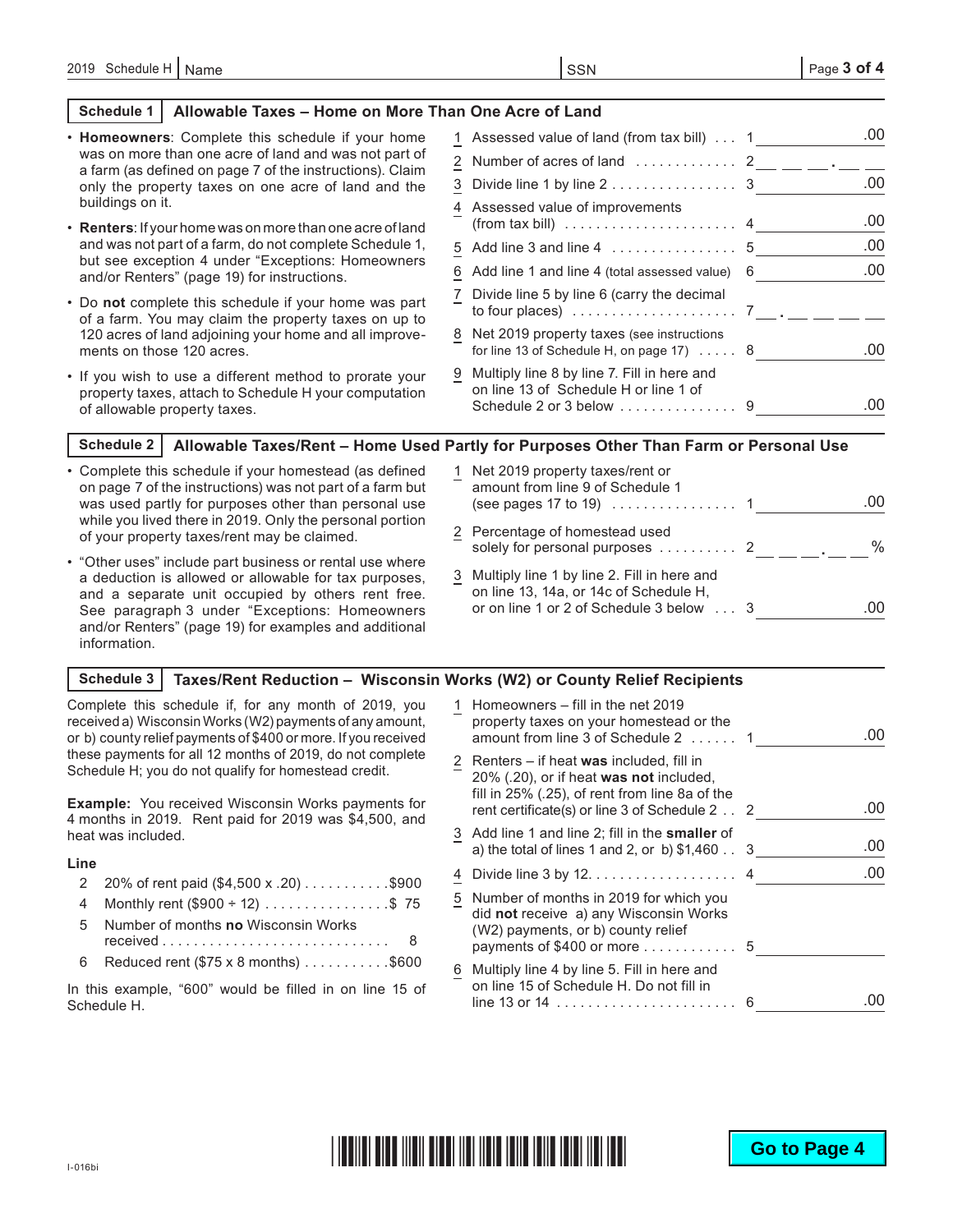2019 Schedule H | Name | SSN

## Schedule 1 — Allowable Taxes – Home on More Than One Acre of Land

- **Homeowners**: Complete this schedule if your home was on more than one acre of land and was not part of a farm (as defined on page 7 of the instructions). Claim only the property taxes on one acre of land and the buildings on it.
- **Renters**: If your home was on more than one acre of land and was not part of a farm, do not complete Schedule 1, but see exception 4 under "Exceptions: Homeowners and/or Renters" (page 19) for instructions.
- Do **not** complete this schedule if your home was part of a farm. You may claim the property taxes on up to 120 acres of land adjoining your home and all improvements on those 120 acres.
- If you wish to use a different method to prorate your property taxes, attach to Schedule H your computation of allowable property taxes.

| Line | Description | | Amount |
|---|---|---|---|
| 1 | Assessed value of land (from tax bill) | 1 | .00 |
| 2 | Number of acres of land | 2 | ___ ___ ___ . ___ ___ |
| 3 | Divide line 1 by line 2 | 3 | .00 |
| 4 | Assessed value of improvements (from tax bill) | 4 | .00 |
| 5 | Add line 3 and line 4 | 5 | .00 |
| 6 | Add line 1 and line 4 (total assessed value) | 6 | .00 |
| 7 | Divide line 5 by line 6 (carry the decimal to four places) | 7 | ___ . ___ ___ ___ ___ |
| 8 | Net 2019 property taxes (see instructions for line 13 of Schedule H, on page 17) | 8 | .00 |
| 9 | Multiply line 8 by line 7. Fill in here and on line 13 of Schedule H or line 1 of Schedule 2 or 3 below | 9 | .00 |

## Schedule 2 — Allowable Taxes/Rent – Home Used Partly for Purposes Other Than Farm or Personal Use

- Complete this schedule if your homestead (as defined on page 7 of the instructions) was not part of a farm but was used partly for purposes other than personal use while you lived there in 2019. Only the personal portion of your property taxes/rent may be claimed.
- "Other uses" include part business or rental use where a deduction is allowed or allowable for tax purposes, and a separate unit occupied by others rent free. See paragraph 3 under "Exceptions: Homeowners and/or Renters" (page 19) for examples and additional information.

| Line | Description | | Amount |
|---|---|---|---|
| 1 | Net 2019 property taxes/rent or amount from line 9 of Schedule 1 (see pages 17 to 19) | 1 | .00 |
| 2 | Percentage of homestead used solely for personal purposes | 2 | ___ ___ ___ . ___ ___ % |
| 3 | Multiply line 1 by line 2. Fill in here and on line 13, 14a, or 14c of Schedule H, or on line 1 or 2 of Schedule 3 below | 3 | .00 |

## Schedule 3 — Taxes/Rent Reduction – Wisconsin Works (W2) or County Relief Recipients

Complete this schedule if, for any month of 2019, you received a) Wisconsin Works (W2) payments of any amount, or b) county relief payments of $400 or more. If you received these payments for all 12 months of 2019, do not complete Schedule H; you do not qualify for homestead credit.

**Example:** You received Wisconsin Works payments for 4 months in 2019. Rent paid for 2019 was $4,500, and heat was included.

**Line**

| Line | Description | Amount |
|---|---|---|
| 2 | 20% of rent paid ($4,500 x .20) | $900 |
| 4 | Monthly rent ($900 ÷ 12) | $ 75 |
| 5 | Number of months **no** Wisconsin Works received | 8 |
| 6 | Reduced rent ($75 x 8 months) | $600 |

In this example, "600" would be filled in on line 15 of Schedule H.

| Line | Description | | Amount |
|---|---|---|---|
| 1 | Homeowners – fill in the net 2019 property taxes on your homestead or the amount from line 3 of Schedule 2 | 1 | .00 |
| 2 | Renters – if heat **was** included, fill in 20% (.20), or if heat **was not** included, fill in 25% (.25), of rent from line 8a of the rent certificate(s) or line 3 of Schedule 2 | 2 | .00 |
| 3 | Add line 1 and line 2; fill in the **smaller** of a) the total of lines 1 and 2, or b) $1,460 | 3 | .00 |
| 4 | Divide line 3 by 12 | 4 | .00 |
| 5 | Number of months in 2019 for which you did **not** receive a) any Wisconsin Works (W2) payments, or b) county relief payments of $400 or more | 5 | |
| 6 | Multiply line 4 by line 5. Fill in here and on line 15 of Schedule H. Do not fill in line 13 or 14 | 6 | .00 |

I-016bi

**Go to Page 4**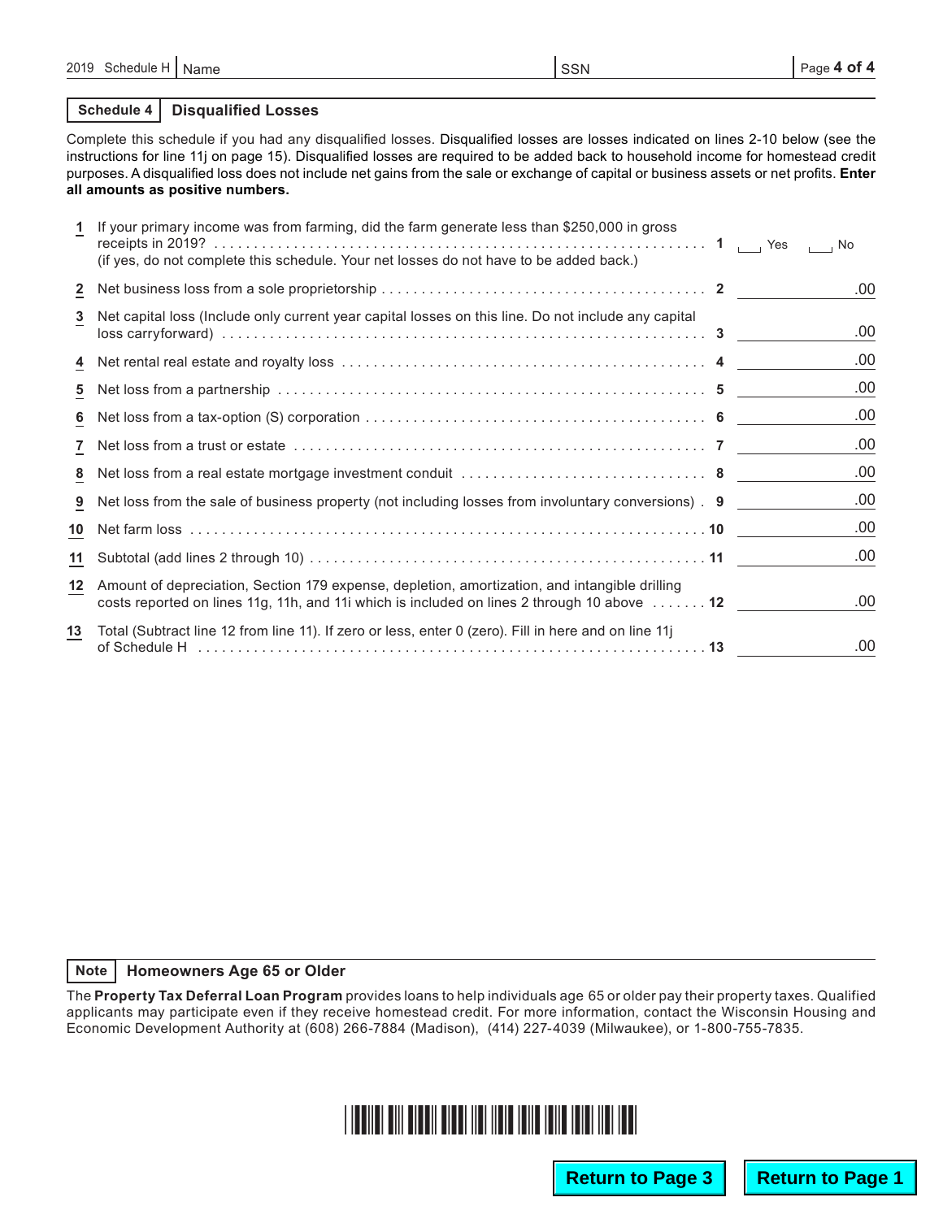2019 Schedule H | Name | SSN

## Schedule 4 Disqualified Losses

Complete this schedule if you had any disqualified losses. Disqualified losses are losses indicated on lines 2-10 below (see the instructions for line 11j on page 15). Disqualified losses are required to be added back to household income for homestead credit purposes. A disqualified loss does not include net gains from the sale or exchange of capital or business assets or net profits. **Enter all amounts as positive numbers.**

| | | | |
|---|---|---|---|
| 1 | If your primary income was from farming, did the farm generate less than $250,000 in gross receipts in 2019? (if yes, do not complete this schedule. Your net losses do not have to be added back.) | 1 | ☐ Yes ☐ No |
| 2 | Net business loss from a sole proprietorship | 2 | .00 |
| 3 | Net capital loss (Include only current year capital losses on this line. Do not include any capital loss carryforward) | 3 | .00 |
| 4 | Net rental real estate and royalty loss | 4 | .00 |
| 5 | Net loss from a partnership | 5 | .00 |
| 6 | Net loss from a tax-option (S) corporation | 6 | .00 |
| 7 | Net loss from a trust or estate | 7 | .00 |
| 8 | Net loss from a real estate mortgage investment conduit | 8 | .00 |
| 9 | Net loss from the sale of business property (not including losses from involuntary conversions) | 9 | .00 |
| 10 | Net farm loss | 10 | .00 |
| 11 | Subtotal (add lines 2 through 10) | 11 | .00 |
| 12 | Amount of depreciation, Section 179 expense, depletion, amortization, and intangible drilling costs reported on lines 11g, 11h, and 11i which is included on lines 2 through 10 above | 12 | .00 |
| 13 | Total (Subtract line 12 from line 11). If zero or less, enter 0 (zero). Fill in here and on line 11j of Schedule H | 13 | .00 |

## Note Homeowners Age 65 or Older

The **Property Tax Deferral Loan Program** provides loans to help individuals age 65 or older pay their property taxes. Qualified applicants may participate even if they receive homestead credit. For more information, contact the Wisconsin Housing and Economic Development Authority at (608) 266-7884 (Madison), (414) 227-4039 (Milwaukee), or 1-800-755-7835.

Return to Page 3 | Return to Page 1